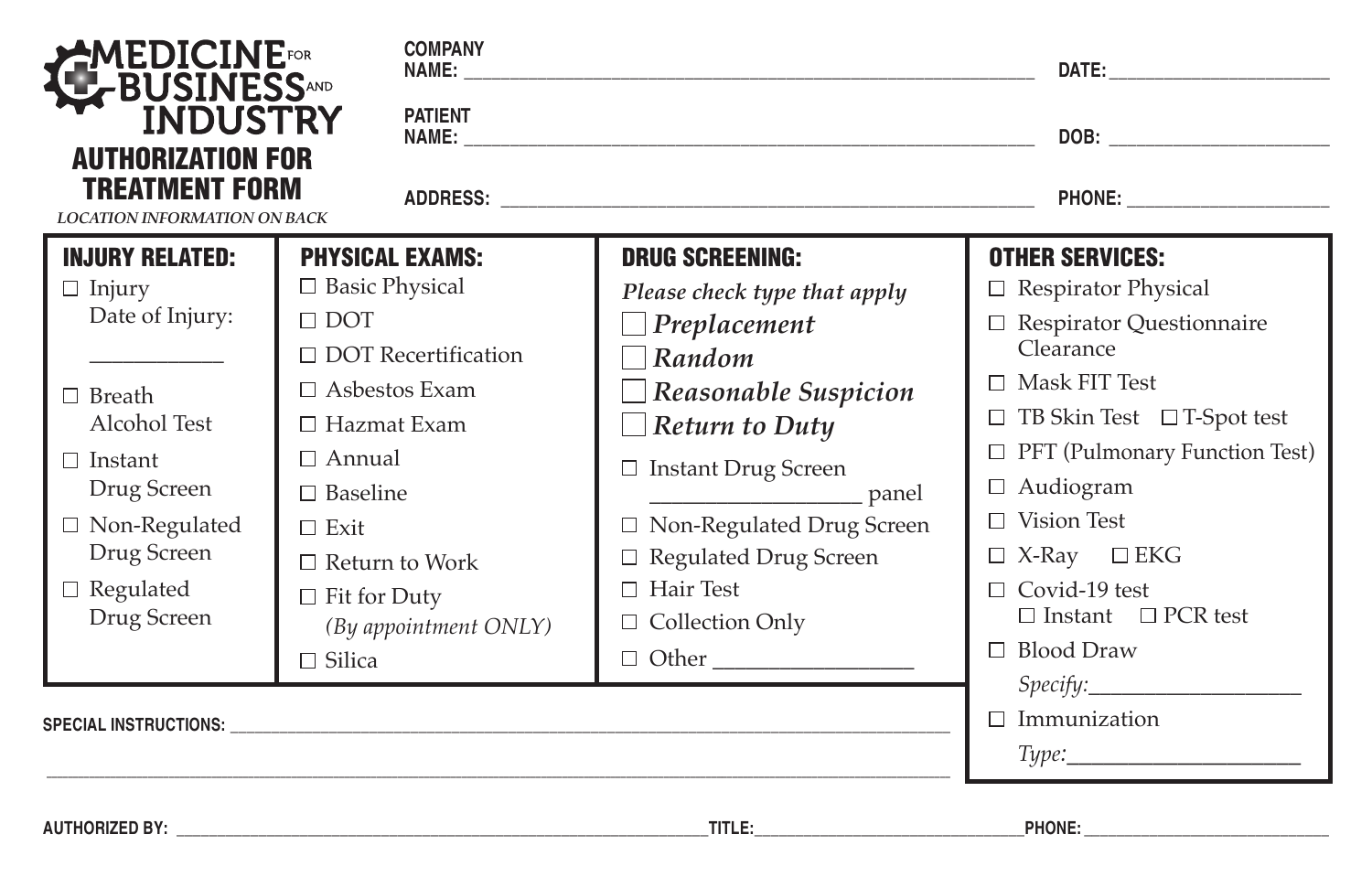# MEDICINE FOR BUSINESS AND INDUSTRY

## AUTHORIZATION FOR TREATMENT FORM

*LOCATION INFORMATION ON BACK*

**COMPANY NAME:** ______________________________ **DATE:** ____________

**PATIENT NAME:** ______________________________ **DOB:** ____________

**ADDRESS:** ______________________________ **PHONE:** ____________

### INJURY RELATED:

- ☐ Injury
  Date of Injury:
  ____________
- ☐ Breath Alcohol Test
- ☐ Instant Drug Screen
- ☐ Non-Regulated Drug Screen
- ☐ Regulated Drug Screen

### PHYSICAL EXAMS:

- ☐ Basic Physical
- ☐ DOT
- ☐ DOT Recertification
- ☐ Asbestos Exam
- ☐ Hazmat Exam
- ☐ Annual
- ☐ Baseline
- ☐ Exit
- ☐ Return to Work
- ☐ Fit for Duty
  *(By appointment ONLY)*
- ☐ Silica

### DRUG SCREENING:

*Please check type that apply*

- ☐ ***Preplacement***
- ☐ ***Random***
- ☐ ***Reasonable Suspicion***
- ☐ ***Return to Duty***

- ☐ Instant Drug Screen
  ____________ panel
- ☐ Non-Regulated Drug Screen
- ☐ Regulated Drug Screen
- ☐ Hair Test
- ☐ Collection Only
- ☐ Other ____________

### OTHER SERVICES:

- ☐ Respirator Physical
- ☐ Respirator Questionnaire Clearance
- ☐ Mask FIT Test
- ☐ TB Skin Test ☐ T-Spot test
- ☐ PFT (Pulmonary Function Test)
- ☐ Audiogram
- ☐ Vision Test
- ☐ X-Ray ☐ EKG
- ☐ Covid-19 test
  ☐ Instant ☐ PCR test
- ☐ Blood Draw
  *Specify:* ____________
- ☐ Immunization
  *Type:* ____________

**SPECIAL INSTRUCTIONS:** ______________________________

______________________________

**AUTHORIZED BY:** ____________________ **TITLE:** ____________ **PHONE:** ____________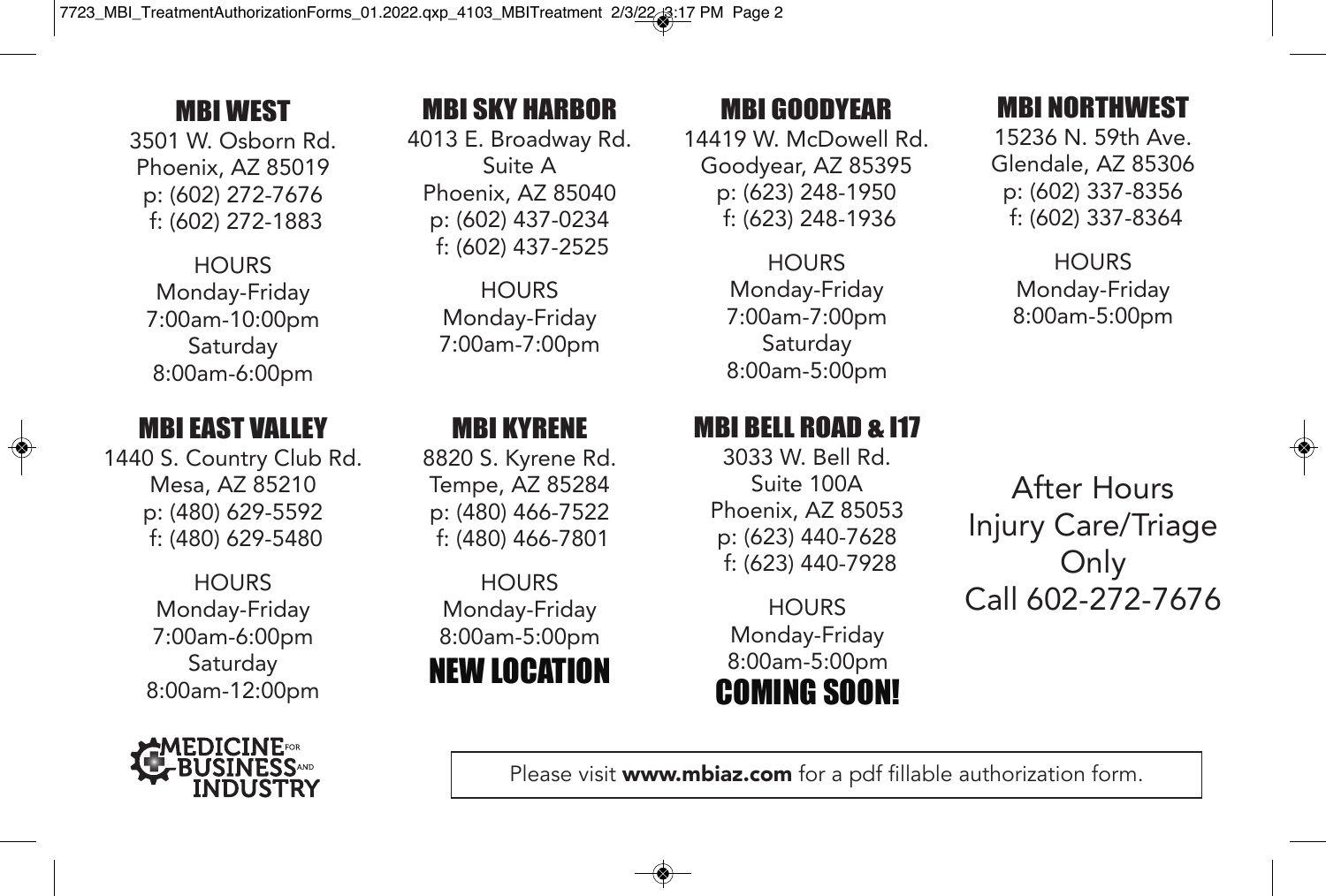## MBI WEST

3501 W. Osborn Rd.
Phoenix, AZ 85019
p: (602) 272-7676
f: (602) 272-1883

HOURS
Monday-Friday
7:00am-10:00pm
Saturday
8:00am-6:00pm

## MBI SKY HARBOR

4013 E. Broadway Rd.
Suite A
Phoenix, AZ 85040
p: (602) 437-0234
f: (602) 437-2525

HOURS
Monday-Friday
7:00am-7:00pm

## MBI GOODYEAR

14419 W. McDowell Rd.
Goodyear, AZ 85395
p: (623) 248-1950
f: (623) 248-1936

HOURS
Monday-Friday
7:00am-7:00pm
Saturday
8:00am-5:00pm

## MBI NORTHWEST

15236 N. 59th Ave.
Glendale, AZ 85306
p: (602) 337-8356
f: (602) 337-8364

HOURS
Monday-Friday
8:00am-5:00pm

## MBI EAST VALLEY

1440 S. Country Club Rd.
Mesa, AZ 85210
p: (480) 629-5592
f: (480) 629-5480

HOURS
Monday-Friday
7:00am-6:00pm
Saturday
8:00am-12:00pm

## MBI KYRENE

8820 S. Kyrene Rd.
Tempe, AZ 85284
p: (480) 466-7522
f: (480) 466-7801

HOURS
Monday-Friday
8:00am-5:00pm

**NEW LOCATION**

## MBI BELL ROAD & I17

3033 W. Bell Rd.
Suite 100A
Phoenix, AZ 85053
p: (623) 440-7628
f: (623) 440-7928

HOURS
Monday-Friday
8:00am-5:00pm

**COMING SOON!**

After Hours
Injury Care/Triage
Only
Call 602-272-7676

MEDICINE FOR BUSINESS AND INDUSTRY

Please visit **www.mbiaz.com** for a pdf fillable authorization form.